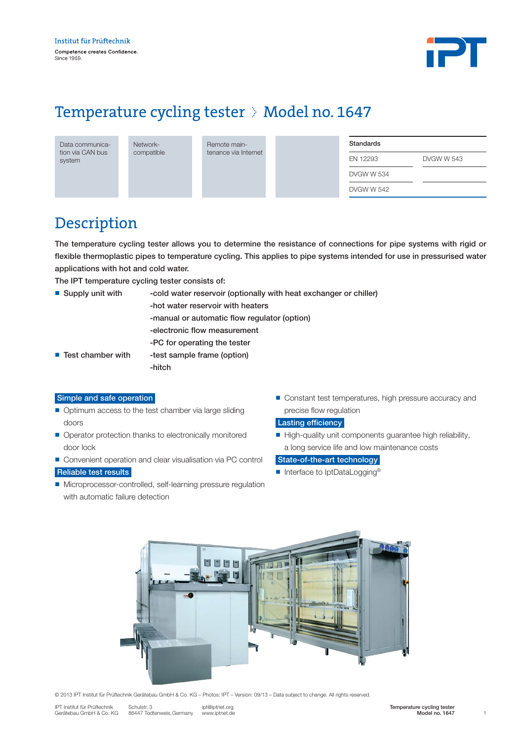Institut für Prüftechnik

Competence creates Confidence.
Since 1969.

# Temperature cycling tester › Model no. 1647

Data communication via CAN bus system

Network-compatible

Remote maintenance via Internet

| Standards | |
|---|---|
| EN 12293 | DVGW W 543 |
| DVGW W 534 | |
| DVGW W 542 | |

## Description

**The temperature cycling tester allows you to determine the resistance of connections for pipe systems with rigid or flexible thermoplastic pipes to temperature cycling. This applies to pipe systems intended for use in pressurised water applications with hot and cold water.**

**The IPT temperature cycling tester consists of:**

- **Supply unit with**
  - **-cold water reservoir (optionally with heat exchanger or chiller)**
  - **-hot water reservoir with heaters**
  - **-manual or automatic flow regulator (option)**
  - **-electronic flow measurement**
  - **-PC for operating the tester**
- **Test chamber with**
  - **-test sample frame (option)**
  - **-hitch**

**Simple and safe operation**

- Optimum access to the test chamber via large sliding doors
- Operator protection thanks to electronically monitored door lock
- Convenient operation and clear visualisation via PC control

**Reliable test results**

- Microprocessor-controlled, self-learning pressure regulation with automatic failure detection
- Constant test temperatures, high pressure accuracy and precise flow regulation

**Lasting efficiency**

- High-quality unit components guarantee high reliability, a long service life and low maintenance costs

**State-of-the-art technology**

- Interface to IptDataLogging®

© 2013 IPT Institut für Prüftechnik Gerätebau GmbH & Co. KG – Photos: IPT – Version: 09/13 – Data subject to change. All rights reserved.

IPT Institut für Prüftechnik Gerätebau GmbH & Co. KG · Schulstr. 3, 86447 Todtenweis, Germany · ipt@iptnet.org · www.iptnet.de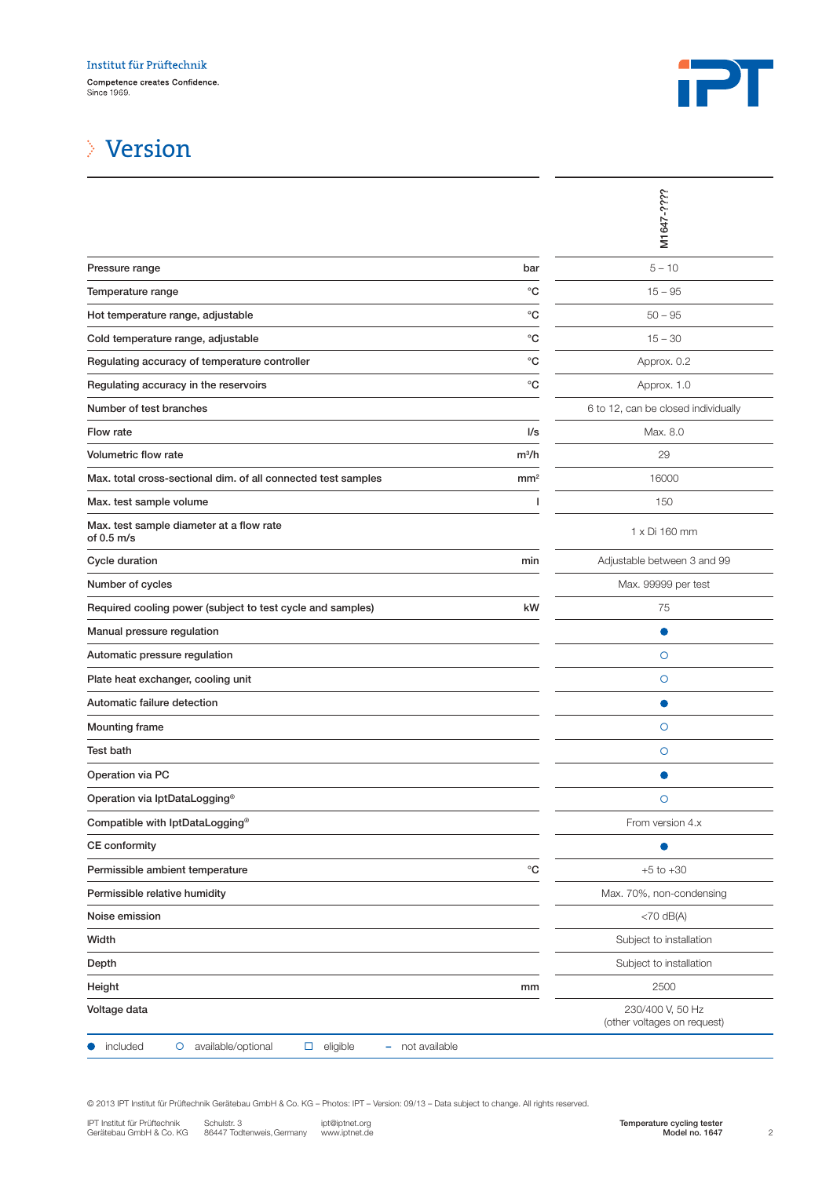Institut für Prüftechnik

Competence creates Confidence.
Since 1969.

# Version

| | | M1647-???? |
|---|---|---|
| Pressure range | bar | 5 – 10 |
| Temperature range | °C | 15 – 95 |
| Hot temperature range, adjustable | °C | 50 – 95 |
| Cold temperature range, adjustable | °C | 15 – 30 |
| Regulating accuracy of temperature controller | °C | Approx. 0.2 |
| Regulating accuracy in the reservoirs | °C | Approx. 1.0 |
| Number of test branches | | 6 to 12, can be closed individually |
| Flow rate | l/s | Max. 8.0 |
| Volumetric flow rate | m³/h | 29 |
| Max. total cross-sectional dim. of all connected test samples | mm² | 16000 |
| Max. test sample volume | l | 150 |
| Max. test sample diameter at a flow rate of 0.5 m/s | | 1 x Di 160 mm |
| Cycle duration | min | Adjustable between 3 and 99 |
| Number of cycles | | Max. 99999 per test |
| Required cooling power (subject to test cycle and samples) | kW | 75 |
| Manual pressure regulation | | ● |
| Automatic pressure regulation | | ○ |
| Plate heat exchanger, cooling unit | | ○ |
| Automatic failure detection | | ● |
| Mounting frame | | ○ |
| Test bath | | ○ |
| Operation via PC | | ● |
| Operation via IptDataLogging® | | ○ |
| Compatible with IptDataLogging® | | From version 4.x |
| CE conformity | | ● |
| Permissible ambient temperature | °C | +5 to +30 |
| Permissible relative humidity | | Max. 70%, non-condensing |
| Noise emission | | <70 dB(A) |
| Width | | Subject to installation |
| Depth | | Subject to installation |
| Height | mm | 2500 |
| Voltage data | | 230/400 V, 50 Hz (other voltages on request) |

● included ○ available/optional ☐ eligible – not available

© 2013 IPT Institut für Prüftechnik Gerätebau GmbH & Co. KG – Photos: IPT – Version: 09/13 – Data subject to change. All rights reserved.

IPT Institut für Prüftechnik Gerätebau GmbH & Co. KG · Schulstr. 3, 86447 Todtenweis, Germany · ipt@iptnet.org, www.iptnet.de

Temperature cycling tester
Model no. 1647